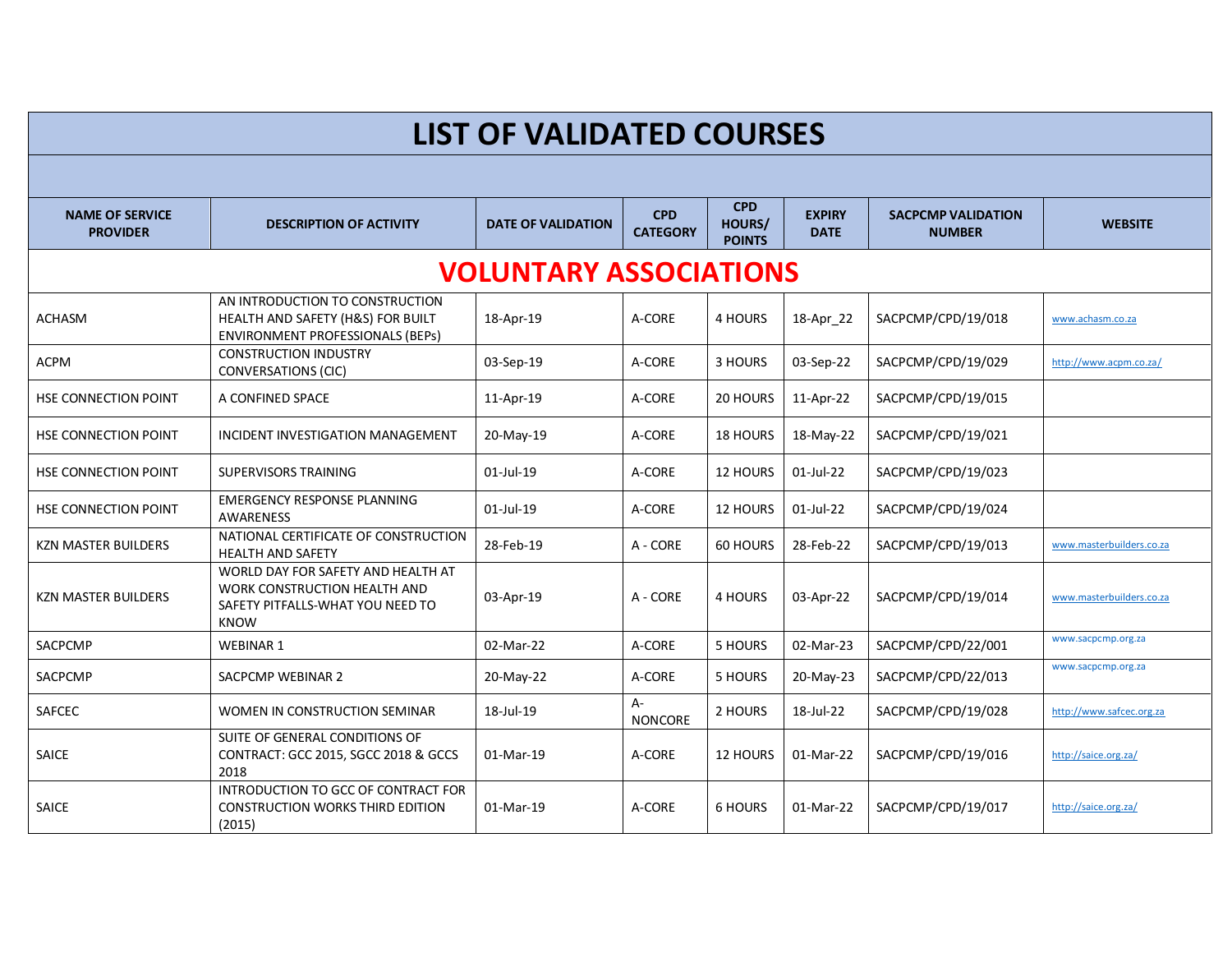# LIST OF VALIDATED COURSES

| NAME OF SERVICE PROVIDER | DESCRIPTION OF ACTIVITY | DATE OF VALIDATION | CPD CATEGORY | CPD HOURS/ POINTS | EXPIRY DATE | SACPCMP VALIDATION NUMBER | WEBSITE |
|---|---|---|---|---|---|---|---|
| **VOLUNTARY ASSOCIATIONS** | | | | | | | |
| ACHASM | AN INTRODUCTION TO CONSTRUCTION HEALTH AND SAFETY (H&S) FOR BUILT ENVIRONMENT PROFESSIONALS (BEPs) | 18-Apr-19 | A-CORE | 4 HOURS | 18-Apr_22 | SACPCMP/CPD/19/018 | www.achasm.co.za |
| ACPM | CONSTRUCTION INDUSTRY CONVERSATIONS (CIC) | 03-Sep-19 | A-CORE | 3 HOURS | 03-Sep-22 | SACPCMP/CPD/19/029 | http://www.acpm.co.za/ |
| HSE CONNECTION POINT | A CONFINED SPACE | 11-Apr-19 | A-CORE | 20 HOURS | 11-Apr-22 | SACPCMP/CPD/19/015 | |
| HSE CONNECTION POINT | INCIDENT INVESTIGATION MANAGEMENT | 20-May-19 | A-CORE | 18 HOURS | 18-May-22 | SACPCMP/CPD/19/021 | |
| HSE CONNECTION POINT | SUPERVISORS TRAINING | 01-Jul-19 | A-CORE | 12 HOURS | 01-Jul-22 | SACPCMP/CPD/19/023 | |
| HSE CONNECTION POINT | EMERGENCY RESPONSE PLANNING AWARENESS | 01-Jul-19 | A-CORE | 12 HOURS | 01-Jul-22 | SACPCMP/CPD/19/024 | |
| KZN MASTER BUILDERS | NATIONAL CERTIFICATE OF CONSTRUCTION HEALTH AND SAFETY | 28-Feb-19 | A - CORE | 60 HOURS | 28-Feb-22 | SACPCMP/CPD/19/013 | www.masterbuilders.co.za |
| KZN MASTER BUILDERS | WORLD DAY FOR SAFETY AND HEALTH AT WORK CONSTRUCTION HEALTH AND SAFETY PITFALLS-WHAT YOU NEED TO KNOW | 03-Apr-19 | A - CORE | 4 HOURS | 03-Apr-22 | SACPCMP/CPD/19/014 | www.masterbuilders.co.za |
| SACPCMP | WEBINAR 1 | 02-Mar-22 | A-CORE | 5 HOURS | 02-Mar-23 | SACPCMP/CPD/22/001 | www.sacpcmp.org.za |
| SACPCMP | SACPCMP WEBINAR 2 | 20-May-22 | A-CORE | 5 HOURS | 20-May-23 | SACPCMP/CPD/22/013 | www.sacpcmp.org.za |
| SAFCEC | WOMEN IN CONSTRUCTION SEMINAR | 18-Jul-19 | A-NONCORE | 2 HOURS | 18-Jul-22 | SACPCMP/CPD/19/028 | http://www.safcec.org.za |
| SAICE | SUITE OF GENERAL CONDITIONS OF CONTRACT: GCC 2015, SGCC 2018 & GCCS 2018 | 01-Mar-19 | A-CORE | 12 HOURS | 01-Mar-22 | SACPCMP/CPD/19/016 | http://saice.org.za/ |
| SAICE | INTRODUCTION TO GCC OF CONTRACT FOR CONSTRUCTION WORKS THIRD EDITION (2015) | 01-Mar-19 | A-CORE | 6 HOURS | 01-Mar-22 | SACPCMP/CPD/19/017 | http://saice.org.za/ |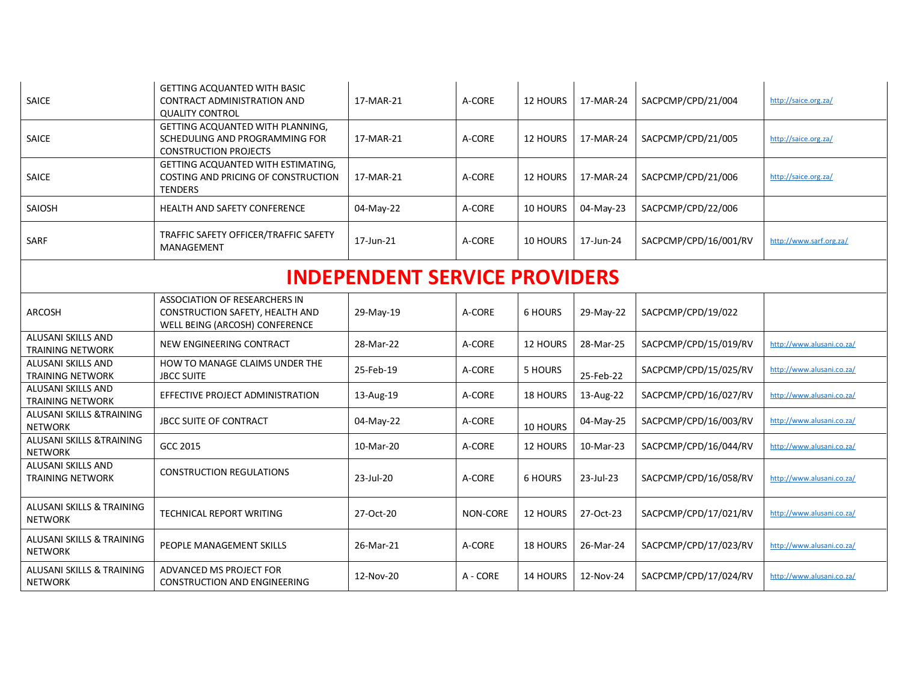| | | | | | | | |
|---|---|---|---|---|---|---|---|
| SAICE | GETTING ACQUANTED WITH BASIC CONTRACT ADMINISTRATION AND QUALITY CONTROL | 17-MAR-21 | A-CORE | 12 HOURS | 17-MAR-24 | SACPCMP/CPD/21/004 | http://saice.org.za/ |
| SAICE | GETTING ACQUANTED WITH PLANNING, SCHEDULING AND PROGRAMMING FOR CONSTRUCTION PROJECTS | 17-MAR-21 | A-CORE | 12 HOURS | 17-MAR-24 | SACPCMP/CPD/21/005 | http://saice.org.za/ |
| SAICE | GETTING ACQUANTED WITH ESTIMATING, COSTING AND PRICING OF CONSTRUCTION TENDERS | 17-MAR-21 | A-CORE | 12 HOURS | 17-MAR-24 | SACPCMP/CPD/21/006 | http://saice.org.za/ |
| SAIOSH | HEALTH AND SAFETY CONFERENCE | 04-May-22 | A-CORE | 10 HOURS | 04-May-23 | SACPCMP/CPD/22/006 | |
| SARF | TRAFFIC SAFETY OFFICER/TRAFFIC SAFETY MANAGEMENT | 17-Jun-21 | A-CORE | 10 HOURS | 17-Jun-24 | SACPCMP/CPD/16/001/RV | http://www.sarf.org.za/ |
| **INDEPENDENT SERVICE PROVIDERS** | | | | | | | |
| ARCOSH | ASSOCIATION OF RESEARCHERS IN CONSTRUCTION SAFETY, HEALTH AND WELL BEING (ARCOSH) CONFERENCE | 29-May-19 | A-CORE | 6 HOURS | 29-May-22 | SACPCMP/CPD/19/022 | |
| ALUSANI SKILLS AND TRAINING NETWORK | NEW ENGINEERING CONTRACT | 28-Mar-22 | A-CORE | 12 HOURS | 28-Mar-25 | SACPCMP/CPD/15/019/RV | http://www.alusani.co.za/ |
| ALUSANI SKILLS AND TRAINING NETWORK | HOW TO MANAGE CLAIMS UNDER THE JBCC SUITE | 25-Feb-19 | A-CORE | 5 HOURS | 25-Feb-22 | SACPCMP/CPD/15/025/RV | http://www.alusani.co.za/ |
| ALUSANI SKILLS AND TRAINING NETWORK | EFFECTIVE PROJECT ADMINISTRATION | 13-Aug-19 | A-CORE | 18 HOURS | 13-Aug-22 | SACPCMP/CPD/16/027/RV | http://www.alusani.co.za/ |
| ALUSANI SKILLS &TRAINING NETWORK | JBCC SUITE OF CONTRACT | 04-May-22 | A-CORE | 10 HOURS | 04-May-25 | SACPCMP/CPD/16/003/RV | http://www.alusani.co.za/ |
| ALUSANI SKILLS &TRAINING NETWORK | GCC 2015 | 10-Mar-20 | A-CORE | 12 HOURS | 10-Mar-23 | SACPCMP/CPD/16/044/RV | http://www.alusani.co.za/ |
| ALUSANI SKILLS AND TRAINING NETWORK | CONSTRUCTION REGULATIONS | 23-Jul-20 | A-CORE | 6 HOURS | 23-Jul-23 | SACPCMP/CPD/16/058/RV | http://www.alusani.co.za/ |
| ALUSANI SKILLS & TRAINING NETWORK | TECHNICAL REPORT WRITING | 27-Oct-20 | NON-CORE | 12 HOURS | 27-Oct-23 | SACPCMP/CPD/17/021/RV | http://www.alusani.co.za/ |
| ALUSANI SKILLS & TRAINING NETWORK | PEOPLE MANAGEMENT SKILLS | 26-Mar-21 | A-CORE | 18 HOURS | 26-Mar-24 | SACPCMP/CPD/17/023/RV | http://www.alusani.co.za/ |
| ALUSANI SKILLS & TRAINING NETWORK | ADVANCED MS PROJECT FOR CONSTRUCTION AND ENGINEERING | 12-Nov-20 | A - CORE | 14 HOURS | 12-Nov-24 | SACPCMP/CPD/17/024/RV | http://www.alusani.co.za/ |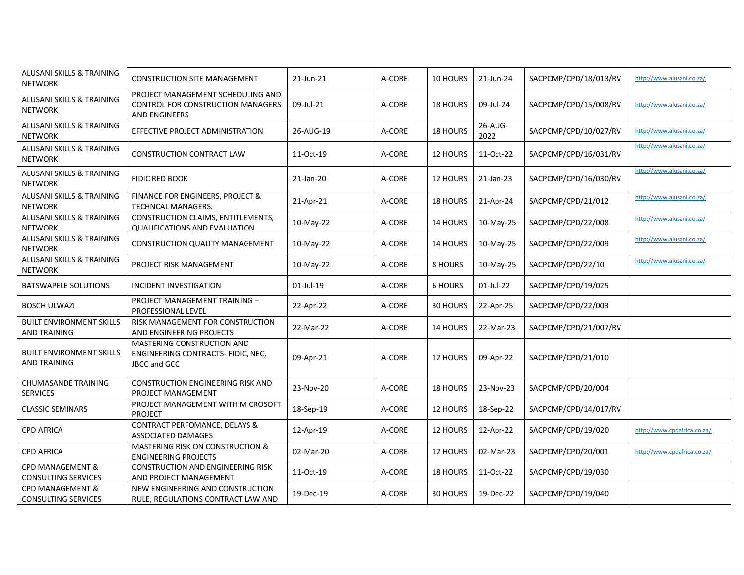| | | | | | | | |
|---|---|---|---|---|---|---|---|
| ALUSANI SKILLS & TRAINING NETWORK | CONSTRUCTION SITE MANAGEMENT | 21-Jun-21 | A-CORE | 10 HOURS | 21-Jun-24 | SACPCMP/CPD/18/013/RV | http://www.alusani.co.za/ |
| ALUSANI SKILLS & TRAINING NETWORK | PROJECT MANAGEMENT SCHEDULING AND CONTROL FOR CONSTRUCTION MANAGERS AND ENGINEERS | 09-Jul-21 | A-CORE | 18 HOURS | 09-Jul-24 | SACPCMP/CPD/15/008/RV | http://www.alusani.co.za/ |
| ALUSANI SKILLS & TRAINING NETWORK | EFFECTIVE PROJECT ADMINISTRATION | 26-AUG-19 | A-CORE | 18 HOURS | 26-AUG-2022 | SACPCMP/CPD/10/027/RV | http://www.alusani.co.za/ |
| ALUSANI SKILLS & TRAINING NETWORK | CONSTRUCTION CONTRACT LAW | 11-Oct-19 | A-CORE | 12 HOURS | 11-Oct-22 | SACPCMP/CPD/16/031/RV | http://www.alusani.co.za/ |
| ALUSANI SKILLS & TRAINING NETWORK | FIDIC RED BOOK | 21-Jan-20 | A-CORE | 12 HOURS | 21-Jan-23 | SACPCMP/CPD/16/030/RV | http://www.alusani.co.za/ |
| ALUSANI SKILLS & TRAINING NETWORK | FINANCE FOR ENGINEERS, PROJECT & TECHNCAL MANAGERS. | 21-Apr-21 | A-CORE | 18 HOURS | 21-Apr-24 | SACPCMP/CPD/21/012 | http://www.alusani.co.za/ |
| ALUSANI SKILLS & TRAINING NETWORK | CONSTRUCTION CLAIMS, ENTITLEMENTS, QUALIFICATIONS AND EVALUATION | 10-May-22 | A-CORE | 14 HOURS | 10-May-25 | SACPCMP/CPD/22/008 | http://www.alusani.co.za/ |
| ALUSANI SKILLS & TRAINING NETWORK | CONSTRUCTION QUALITY MANAGEMENT | 10-May-22 | A-CORE | 14 HOURS | 10-May-25 | SACPCMP/CPD/22/009 | http://www.alusani.co.za/ |
| ALUSANI SKILLS & TRAINING NETWORK | PROJECT RISK MANAGEMENT | 10-May-22 | A-CORE | 8 HOURS | 10-May-25 | SACPCMP/CPD/22/10 | http://www.alusani.co.za/ |
| BATSWAPELE SOLUTIONS | INCIDENT INVESTIGATION | 01-Jul-19 | A-CORE | 6 HOURS | 01-Jul-22 | SACPCMP/CPD/19/025 | |
| BOSCH ULWAZI | PROJECT MANAGEMENT TRAINING – PROFESSIONAL LEVEL | 22-Apr-22 | A-CORE | 30 HOURS | 22-Apr-25 | SACPCMP/CPD/22/003 | |
| BUILT ENVIRONMENT SKILLS AND TRAINING | RISK MANAGEMENT FOR CONSTRUCTION AND ENGINEERING PROJECTS | 22-Mar-22 | A-CORE | 14 HOURS | 22-Mar-23 | SACPCMP/CPD/21/007/RV | |
| BUILT ENVIRONMENT SKILLS AND TRAINING | MASTERING CONSTRUCTION AND ENGINEERING CONTRACTS- FIDIC, NEC, JBCC and GCC | 09-Apr-21 | A-CORE | 12 HOURS | 09-Apr-22 | SACPCMP/CPD/21/010 | |
| CHUMASANDE TRAINING SERVICES | CONSTRUCTION ENGINEERING RISK AND PROJECT MANAGEMENT | 23-Nov-20 | A-CORE | 18 HOURS | 23-Nov-23 | SACPCMP/CPD/20/004 | |
| CLASSIC SEMINARS | PROJECT MANAGEMENT WITH MICROSOFT PROJECT | 18-Sep-19 | A-CORE | 12 HOURS | 18-Sep-22 | SACPCMP/CPD/14/017/RV | |
| CPD AFRICA | CONTRACT PERFOMANCE, DELAYS & ASSOCIATED DAMAGES | 12-Apr-19 | A-CORE | 12 HOURS | 12-Apr-22 | SACPCMP/CPD/19/020 | http://www.cpdafrica.co.za/ |
| CPD AFRICA | MASTERING RISK ON CONSTRUCTION & ENGINEERING PROJECTS | 02-Mar-20 | A-CORE | 12 HOURS | 02-Mar-23 | SACPCMP/CPD/20/001 | http://www.cpdafrica.co.za/ |
| CPD MANAGEMENT & CONSULTING SERVICES | CONSTRUCTION AND ENGINEERING RISK AND PROJECT MANAGEMENT | 11-Oct-19 | A-CORE | 18 HOURS | 11-Oct-22 | SACPCMP/CPD/19/030 | |
| CPD MANAGEMENT & CONSULTING SERVICES | NEW ENGINEERING AND CONSTRUCTION RULE, REGULATIONS CONTRACT LAW AND | 19-Dec-19 | A-CORE | 30 HOURS | 19-Dec-22 | SACPCMP/CPD/19/040 | |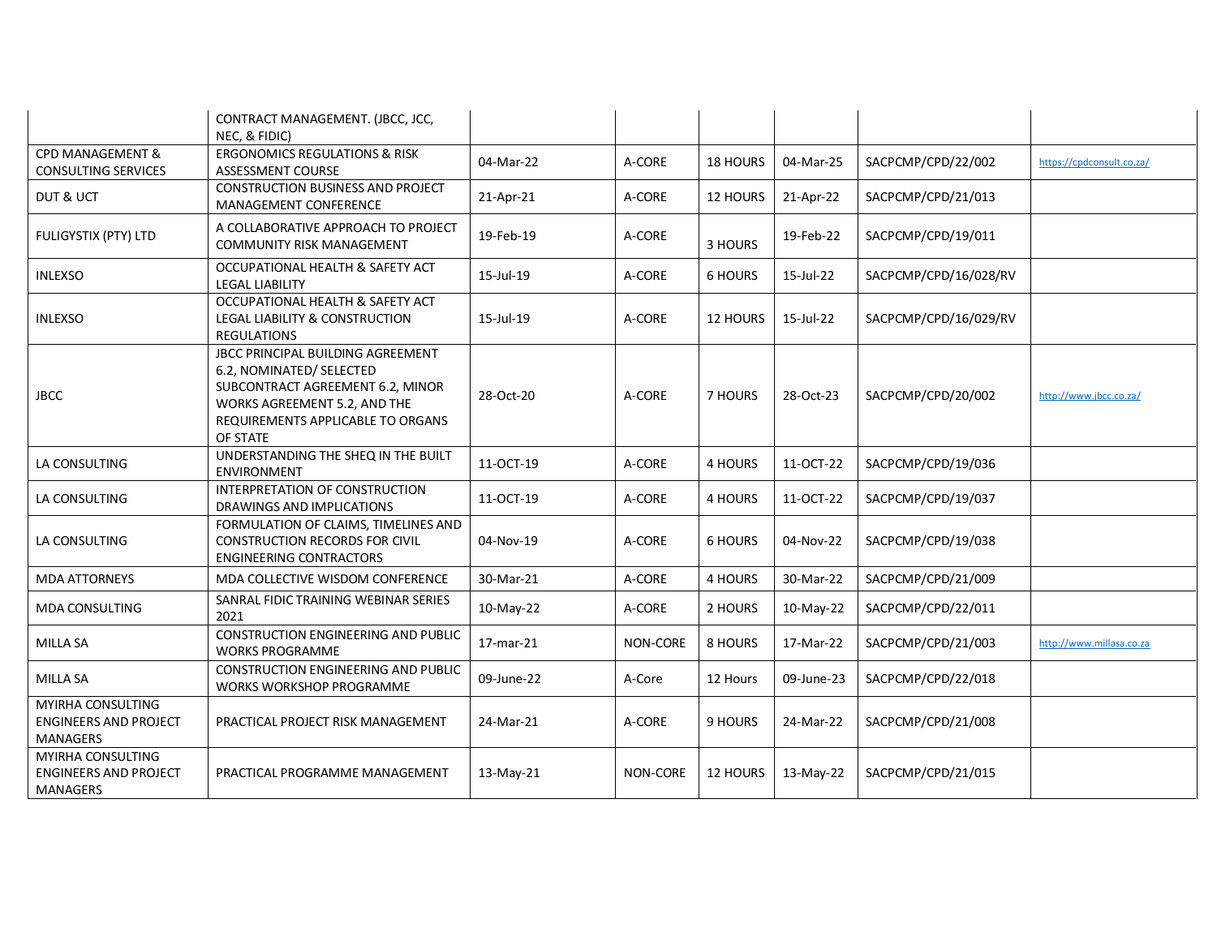| | | | | | | | |
|---|---|---|---|---|---|---|---|
| | CONTRACT MANAGEMENT. (JBCC, JCC, NEC, & FIDIC) | | | | | | |
| CPD MANAGEMENT & CONSULTING SERVICES | ERGONOMICS REGULATIONS & RISK ASSESSMENT COURSE | 04-Mar-22 | A-CORE | 18 HOURS | 04-Mar-25 | SACPCMP/CPD/22/002 | https://cpdconsult.co.za/ |
| DUT & UCT | CONSTRUCTION BUSINESS AND PROJECT MANAGEMENT CONFERENCE | 21-Apr-21 | A-CORE | 12 HOURS | 21-Apr-22 | SACPCMP/CPD/21/013 | |
| FULIGYSTIX (PTY) LTD | A COLLABORATIVE APPROACH TO PROJECT COMMUNITY RISK MANAGEMENT | 19-Feb-19 | A-CORE | 3 HOURS | 19-Feb-22 | SACPCMP/CPD/19/011 | |
| INLEXSO | OCCUPATIONAL HEALTH & SAFETY ACT LEGAL LIABILITY | 15-Jul-19 | A-CORE | 6 HOURS | 15-Jul-22 | SACPCMP/CPD/16/028/RV | |
| INLEXSO | OCCUPATIONAL HEALTH & SAFETY ACT LEGAL LIABILITY & CONSTRUCTION REGULATIONS | 15-Jul-19 | A-CORE | 12 HOURS | 15-Jul-22 | SACPCMP/CPD/16/029/RV | |
| JBCC | JBCC PRINCIPAL BUILDING AGREEMENT 6.2, NOMINATED/ SELECTED SUBCONTRACT AGREEMENT 6.2, MINOR WORKS AGREEMENT 5.2, AND THE REQUIREMENTS APPLICABLE TO ORGANS OF STATE | 28-Oct-20 | A-CORE | 7 HOURS | 28-Oct-23 | SACPCMP/CPD/20/002 | http://www.jbcc.co.za/ |
| LA CONSULTING | UNDERSTANDING THE SHEQ IN THE BUILT ENVIRONMENT | 11-OCT-19 | A-CORE | 4 HOURS | 11-OCT-22 | SACPCMP/CPD/19/036 | |
| LA CONSULTING | INTERPRETATION OF CONSTRUCTION DRAWINGS AND IMPLICATIONS | 11-OCT-19 | A-CORE | 4 HOURS | 11-OCT-22 | SACPCMP/CPD/19/037 | |
| LA CONSULTING | FORMULATION OF CLAIMS, TIMELINES AND CONSTRUCTION RECORDS FOR CIVIL ENGINEERING CONTRACTORS | 04-Nov-19 | A-CORE | 6 HOURS | 04-Nov-22 | SACPCMP/CPD/19/038 | |
| MDA ATTORNEYS | MDA COLLECTIVE WISDOM CONFERENCE | 30-Mar-21 | A-CORE | 4 HOURS | 30-Mar-22 | SACPCMP/CPD/21/009 | |
| MDA CONSULTING | SANRAL FIDIC TRAINING WEBINAR SERIES 2021 | 10-May-22 | A-CORE | 2 HOURS | 10-May-22 | SACPCMP/CPD/22/011 | |
| MILLA SA | CONSTRUCTION ENGINEERING AND PUBLIC WORKS PROGRAMME | 17-mar-21 | NON-CORE | 8 HOURS | 17-Mar-22 | SACPCMP/CPD/21/003 | http://www.millasa.co.za |
| MILLA SA | CONSTRUCTION ENGINEERING AND PUBLIC WORKS WORKSHOP PROGRAMME | 09-June-22 | A-Core | 12 Hours | 09-June-23 | SACPCMP/CPD/22/018 | |
| MYIRHA CONSULTING ENGINEERS AND PROJECT MANAGERS | PRACTICAL PROJECT RISK MANAGEMENT | 24-Mar-21 | A-CORE | 9 HOURS | 24-Mar-22 | SACPCMP/CPD/21/008 | |
| MYIRHA CONSULTING ENGINEERS AND PROJECT MANAGERS | PRACTICAL PROGRAMME MANAGEMENT | 13-May-21 | NON-CORE | 12 HOURS | 13-May-22 | SACPCMP/CPD/21/015 | |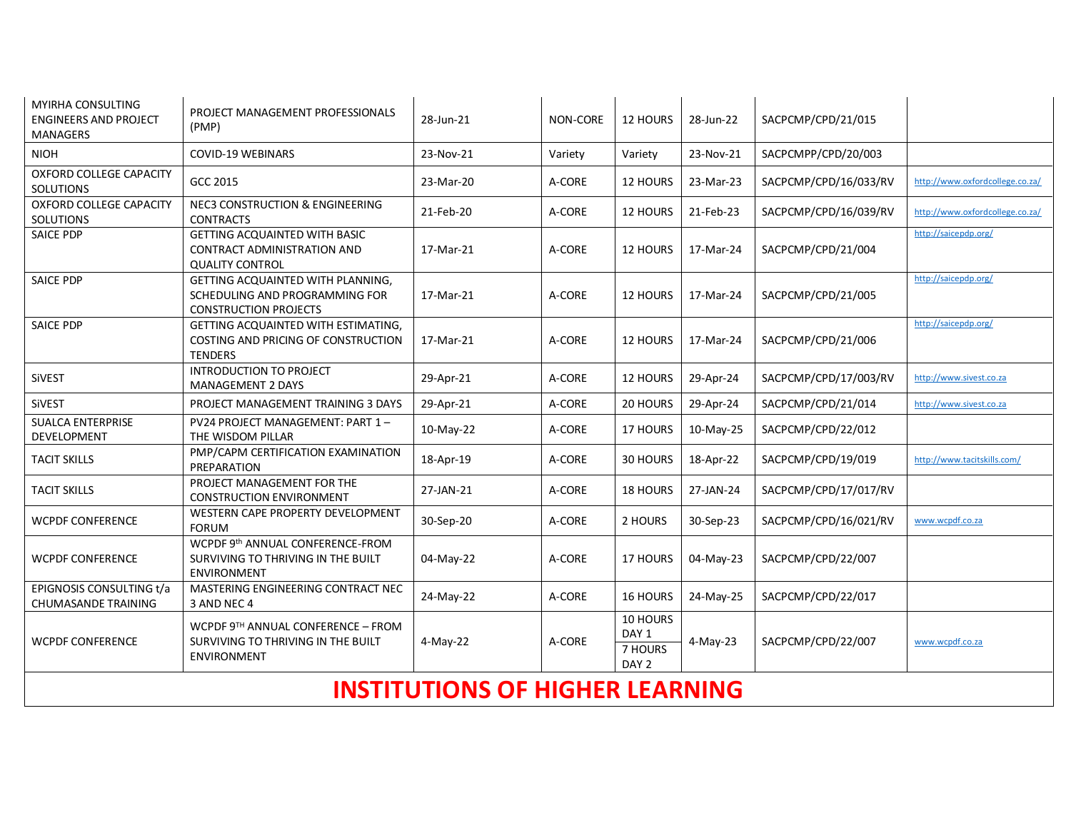| | | | | | | | |
|---|---|---|---|---|---|---|---|
| MYIRHA CONSULTING ENGINEERS AND PROJECT MANAGERS | PROJECT MANAGEMENT PROFESSIONALS (PMP) | 28-Jun-21 | NON-CORE | 12 HOURS | 28-Jun-22 | SACPCMP/CPD/21/015 | |
| NIOH | COVID-19 WEBINARS | 23-Nov-21 | Variety | Variety | 23-Nov-21 | SACPCMPP/CPD/20/003 | |
| OXFORD COLLEGE CAPACITY SOLUTIONS | GCC 2015 | 23-Mar-20 | A-CORE | 12 HOURS | 23-Mar-23 | SACPCMP/CPD/16/033/RV | http://www.oxfordcollege.co.za/ |
| OXFORD COLLEGE CAPACITY SOLUTIONS | NEC3 CONSTRUCTION & ENGINEERING CONTRACTS | 21-Feb-20 | A-CORE | 12 HOURS | 21-Feb-23 | SACPCMP/CPD/16/039/RV | http://www.oxfordcollege.co.za/ |
| SAICE PDP | GETTING ACQUAINTED WITH BASIC CONTRACT ADMINISTRATION AND QUALITY CONTROL | 17-Mar-21 | A-CORE | 12 HOURS | 17-Mar-24 | SACPCMP/CPD/21/004 | http://saicepdp.org/ |
| SAICE PDP | GETTING ACQUAINTED WITH PLANNING, SCHEDULING AND PROGRAMMING FOR CONSTRUCTION PROJECTS | 17-Mar-21 | A-CORE | 12 HOURS | 17-Mar-24 | SACPCMP/CPD/21/005 | http://saicepdp.org/ |
| SAICE PDP | GETTING ACQUAINTED WITH ESTIMATING, COSTING AND PRICING OF CONSTRUCTION TENDERS | 17-Mar-21 | A-CORE | 12 HOURS | 17-Mar-24 | SACPCMP/CPD/21/006 | http://saicepdp.org/ |
| SiVEST | INTRODUCTION TO PROJECT MANAGEMENT 2 DAYS | 29-Apr-21 | A-CORE | 12 HOURS | 29-Apr-24 | SACPCMP/CPD/17/003/RV | http://www.sivest.co.za |
| SiVEST | PROJECT MANAGEMENT TRAINING 3 DAYS | 29-Apr-21 | A-CORE | 20 HOURS | 29-Apr-24 | SACPCMP/CPD/21/014 | http://www.sivest.co.za |
| SUALCA ENTERPRISE DEVELOPMENT | PV24 PROJECT MANAGEMENT: PART 1 – THE WISDOM PILLAR | 10-May-22 | A-CORE | 17 HOURS | 10-May-25 | SACPCMP/CPD/22/012 | |
| TACIT SKILLS | PMP/CAPM CERTIFICATION EXAMINATION PREPARATION | 18-Apr-19 | A-CORE | 30 HOURS | 18-Apr-22 | SACPCMP/CPD/19/019 | http://www.tacitskills.com/ |
| TACIT SKILLS | PROJECT MANAGEMENT FOR THE CONSTRUCTION ENVIRONMENT | 27-JAN-21 | A-CORE | 18 HOURS | 27-JAN-24 | SACPCMP/CPD/17/017/RV | |
| WCPDF CONFERENCE | WESTERN CAPE PROPERTY DEVELOPMENT FORUM | 30-Sep-20 | A-CORE | 2 HOURS | 30-Sep-23 | SACPCMP/CPD/16/021/RV | www.wcpdf.co.za |
| WCPDF CONFERENCE | WCPDF 9th ANNUAL CONFERENCE-FROM SURVIVING TO THRIVING IN THE BUILT ENVIRONMENT | 04-May-22 | A-CORE | 17 HOURS | 04-May-23 | SACPCMP/CPD/22/007 | |
| EPIGNOSIS CONSULTING t/a CHUMASANDE TRAINING | MASTERING ENGINEERING CONTRACT NEC 3 AND NEC 4 | 24-May-22 | A-CORE | 16 HOURS | 24-May-25 | SACPCMP/CPD/22/017 | |
| WCPDF CONFERENCE | WCPDF 9TH ANNUAL CONFERENCE – FROM SURVIVING TO THRIVING IN THE BUILT ENVIRONMENT | 4-May-22 | A-CORE | 10 HOURS DAY 1<br>7 HOURS DAY 2 | 4-May-23 | SACPCMP/CPD/22/007 | www.wcpdf.co.za |

## INSTITUTIONS OF HIGHER LEARNING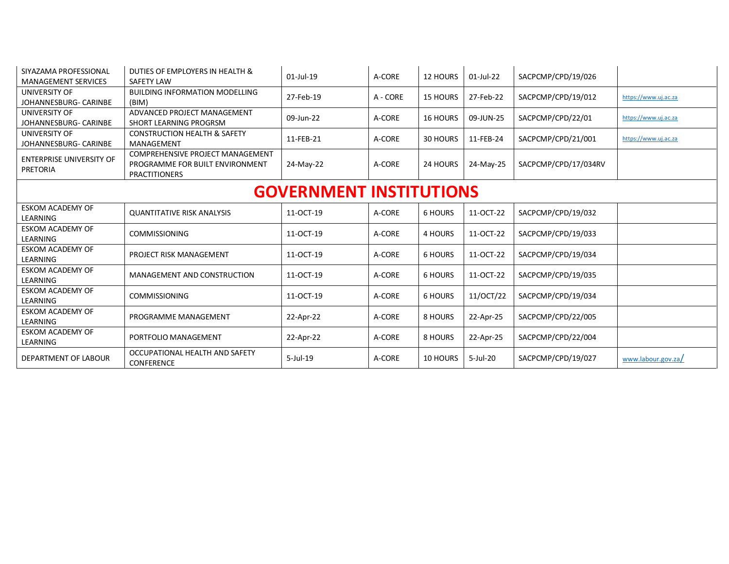| | | | | | | | |
|---|---|---|---|---|---|---|---|
| SIYAZAMA PROFESSIONAL MANAGEMENT SERVICES | DUTIES OF EMPLOYERS IN HEALTH & SAFETY LAW | 01-Jul-19 | A-CORE | 12 HOURS | 01-Jul-22 | SACPCMP/CPD/19/026 | |
| UNIVERSITY OF JOHANNESBURG- CARINBE | BUILDING INFORMATION MODELLING (BIM) | 27-Feb-19 | A - CORE | 15 HOURS | 27-Feb-22 | SACPCMP/CPD/19/012 | https://www.uj.ac.za |
| UNIVERSITY OF JOHANNESBURG- CARINBE | ADVANCED PROJECT MANAGEMENT SHORT LEARNING PROGRSM | 09-Jun-22 | A-CORE | 16 HOURS | 09-JUN-25 | SACPCMP/CPD/22/01 | https://www.uj.ac.za |
| UNIVERSITY OF JOHANNESBURG- CARINBE | CONSTRUCTION HEALTH & SAFETY MANAGEMENT | 11-FEB-21 | A-CORE | 30 HOURS | 11-FEB-24 | SACPCMP/CPD/21/001 | https://www.uj.ac.za |
| ENTERPRISE UNIVERSITY OF PRETORIA | COMPREHENSIVE PROJECT MANAGEMENT PROGRAMME FOR BUILT ENVIRONMENT PRACTITIONERS | 24-May-22 | A-CORE | 24 HOURS | 24-May-25 | SACPCMP/CPD/17/034RV | |
| **GOVERNMENT INSTITUTIONS** | | | | | | | |
| ESKOM ACADEMY OF LEARNING | QUANTITATIVE RISK ANALYSIS | 11-OCT-19 | A-CORE | 6 HOURS | 11-OCT-22 | SACPCMP/CPD/19/032 | |
| ESKOM ACADEMY OF LEARNING | COMMISSIONING | 11-OCT-19 | A-CORE | 4 HOURS | 11-OCT-22 | SACPCMP/CPD/19/033 | |
| ESKOM ACADEMY OF LEARNING | PROJECT RISK MANAGEMENT | 11-OCT-19 | A-CORE | 6 HOURS | 11-OCT-22 | SACPCMP/CPD/19/034 | |
| ESKOM ACADEMY OF LEARNING | MANAGEMENT AND CONSTRUCTION | 11-OCT-19 | A-CORE | 6 HOURS | 11-OCT-22 | SACPCMP/CPD/19/035 | |
| ESKOM ACADEMY OF LEARNING | COMMISSIONING | 11-OCT-19 | A-CORE | 6 HOURS | 11/OCT/22 | SACPCMP/CPD/19/034 | |
| ESKOM ACADEMY OF LEARNING | PROGRAMME MANAGEMENT | 22-Apr-22 | A-CORE | 8 HOURS | 22-Apr-25 | SACPCMP/CPD/22/005 | |
| ESKOM ACADEMY OF LEARNING | PORTFOLIO MANAGEMENT | 22-Apr-22 | A-CORE | 8 HOURS | 22-Apr-25 | SACPCMP/CPD/22/004 | |
| DEPARTMENT OF LABOUR | OCCUPATIONAL HEALTH AND SAFETY CONFERENCE | 5-Jul-19 | A-CORE | 10 HOURS | 5-Jul-20 | SACPCMP/CPD/19/027 | www.labour.gov.za/ |